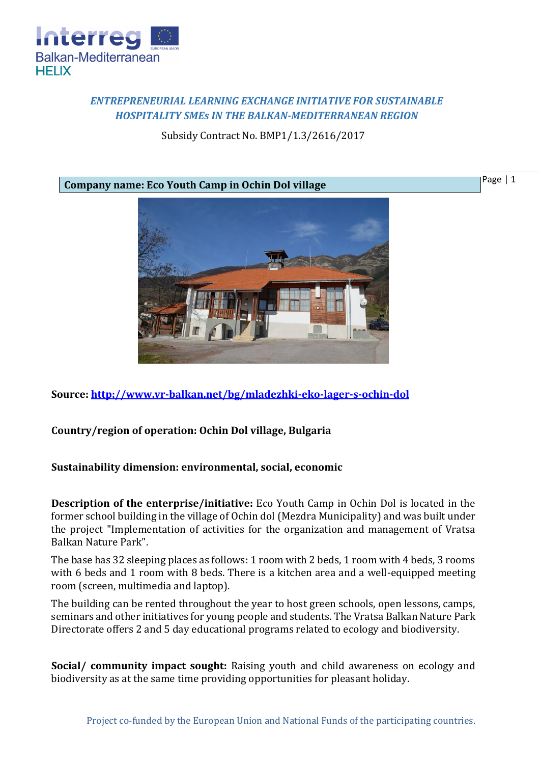*ENTREPRENEURIAL LEARNING EXCHANGE INITIATIVE FOR SUSTAINABLE HOSPITALITY SMEs IN THE BALKAN-MEDITERRANEAN REGION*

Subsidy Contract No. BMP1/1.3/2616/2017

**Company name: Eco Youth Camp in Ochin Dol village**

**Source: [http://www.vr-balkan.net/bg/mladezhki-eko-lager-s-ochin-dol](http://www.vr-balkan.net/bg/mladezhki-eko-lager-s-ochin-dol)**

**Country/region of operation: Ochin Dol village, Bulgaria**

**Sustainability dimension: environmental, social, economic**

**Description of the enterprise/initiative:** Eco Youth Camp in Ochin Dol is located in the former school building in the village of Ochin dol (Mezdra Municipality) and was built under the project "Implementation of activities for the organization and management of Vratsa Balkan Nature Park".

The base has 32 sleeping places as follows: 1 room with 2 beds, 1 room with 4 beds, 3 rooms with 6 beds and 1 room with 8 beds. There is a kitchen area and a well-equipped meeting room (screen, multimedia and laptop).

The building can be rented throughout the year to host green schools, open lessons, camps, seminars and other initiatives for young people and students. The Vratsa Balkan Nature Park Directorate offers 2 and 5 day educational programs related to ecology and biodiversity.

**Social/ community impact sought:** Raising youth and child awareness on ecology and biodiversity as at the same time providing opportunities for pleasant holiday.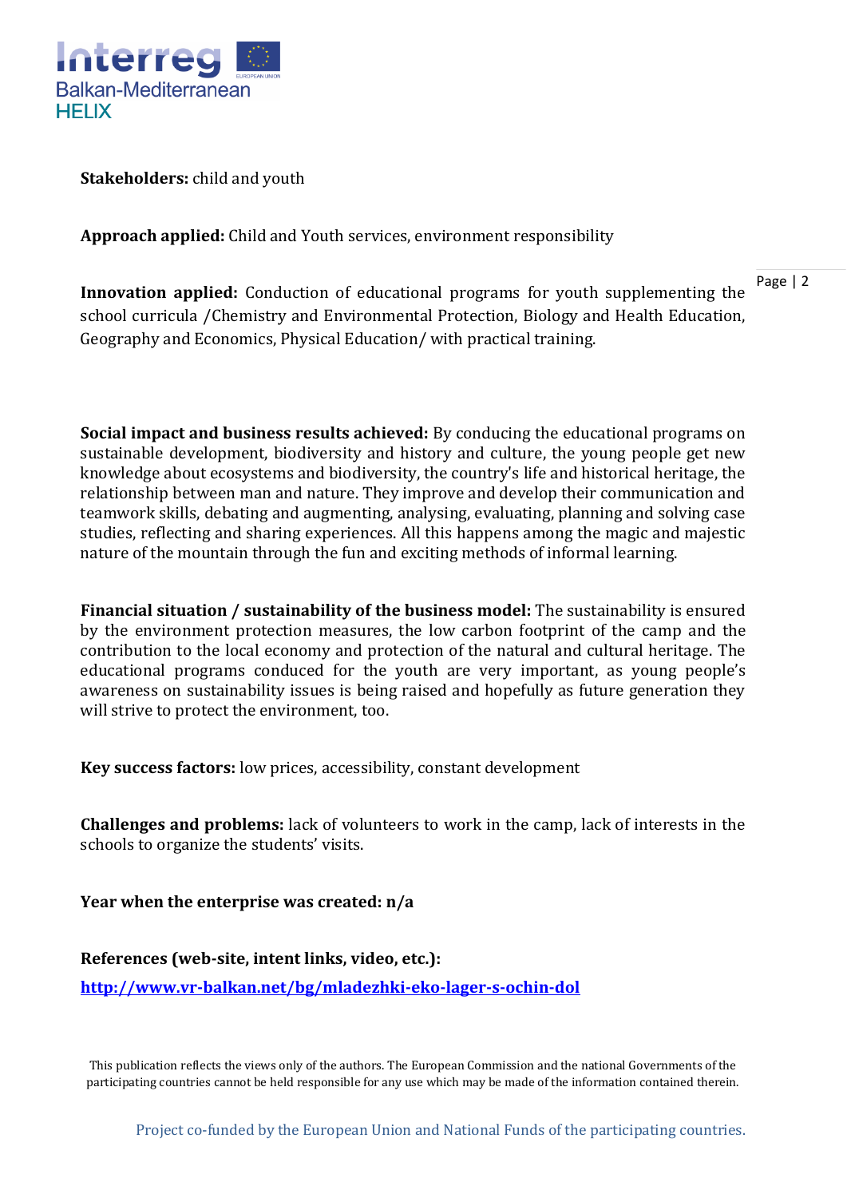**Stakeholders:** child and youth

**Approach applied:** Child and Youth services, environment responsibility

**Innovation applied:** Conduction of educational programs for youth supplementing the school curricula /Chemistry and Environmental Protection, Biology and Health Education, Geography and Economics, Physical Education/ with practical training.

**Social impact and business results achieved:** By conducing the educational programs on sustainable development, biodiversity and history and culture, the young people get new knowledge about ecosystems and biodiversity, the country's life and historical heritage, the relationship between man and nature. They improve and develop their communication and teamwork skills, debating and augmenting, analysing, evaluating, planning and solving case studies, reflecting and sharing experiences. All this happens among the magic and majestic nature of the mountain through the fun and exciting methods of informal learning.

**Financial situation / sustainability of the business model:** The sustainability is ensured by the environment protection measures, the low carbon footprint of the camp and the contribution to the local economy and protection of the natural and cultural heritage. The educational programs conduced for the youth are very important, as young people's awareness on sustainability issues is being raised and hopefully as future generation they will strive to protect the environment, too.

**Key success factors:** low prices, accessibility, constant development

**Challenges and problems:** lack of volunteers to work in the camp, lack of interests in the schools to organize the students' visits.

**Year when the enterprise was created: n/a**

**References (web-site, intent links, video, etc.):**

**http://www.vr-balkan.net/bg/mladezhki-eko-lager-s-ochin-dol**

This publication reflects the views only of the authors. The European Commission and the national Governments of the participating countries cannot be held responsible for any use which may be made of the information contained therein.

Project co-funded by the European Union and National Funds of the participating countries.